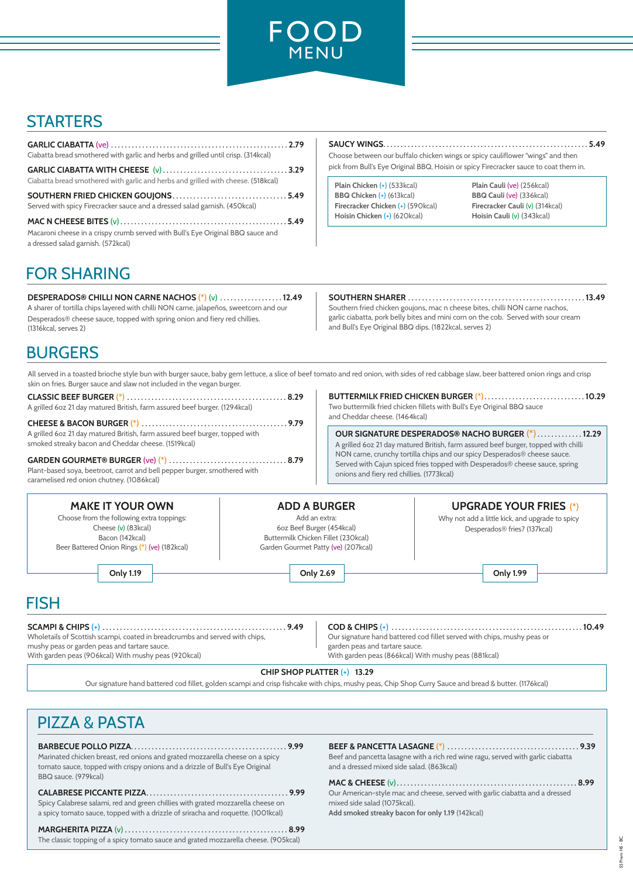# FOOD MENU

## STARTERS

**GARLIC CIABATTA** (ve) .......... 2.79
Ciabatta bread smothered with garlic and herbs and grilled until crisp. (314kcal)

**GARLIC CIABATTA WITH CHEESE** (v) .......... 3.29
Ciabatta bread smothered with garlic and herbs and grilled with cheese. (518kcal)

**SOUTHERN FRIED CHICKEN GOUJONS** .......... 5.49
Served with spicy Firecracker sauce and a dressed salad garnish. (450kcal)

**MAC N CHEESE BITES** (v) .......... 5.49
Macaroni cheese in a crispy crumb served with Bull's Eye Original BBQ sauce and a dressed salad garnish. (572kcal)

**SAUCY WINGS** .......... 5.49
Choose between our buffalo chicken wings or spicy cauliflower "wings" and then pick from Bull's Eye Original BBQ, Hoisin or spicy Firecracker sauce to coat them in.

- **Plain Chicken** (+) (533kcal)
- **BBQ Chicken** (+) (613kcal)
- **Firecracker Chicken** (+) (590kcal)
- **Hoisin Chicken** (+) (620kcal)
- **Plain Cauli** (ve) (256kcal)
- **BBQ Cauli** (ve) (336kcal)
- **Firecracker Cauli** (v) (314kcal)
- **Hoisin Cauli** (v) (343kcal)

## FOR SHARING

**DESPERADOS® CHILLI NON CARNE NACHOS** (*) (v) .......... 12.49
A sharer of tortilla chips layered with chilli NON carne, jalapeños, sweetcorn and our Desperados® cheese sauce, topped with spring onion and fiery red chillies. (1316kcal, serves 2)

**SOUTHERN SHARER** .......... 13.49
Southern fried chicken goujons, mac n cheese bites, chilli NON carne nachos, garlic ciabatta, pork belly bites and mini corn on the cob. Served with sour cream and Bull's Eye Original BBQ dips. (1822kcal, serves 2)

## BURGERS

All served in a toasted brioche style bun with burger sauce, baby gem lettuce, a slice of beef tomato and red onion, with sides of red cabbage slaw, beer battered onion rings and crisp skin on fries. Burger sauce and slaw not included in the vegan burger.

**CLASSIC BEEF BURGER** (*) .......... 8.29
A grilled 6oz 21 day matured British, farm assured beef burger. (1294kcal)

**CHEESE & BACON BURGER** (*) .......... 9.79
A grilled 6oz 21 day matured British, farm assured beef burger, topped with smoked streaky bacon and Cheddar cheese. (1519kcal)

**GARDEN GOURMET® BURGER** (ve) (*) .......... 8.79
Plant-based soya, beetroot, carrot and bell pepper burger, smothered with caramelised red onion chutney. (1086kcal)

**BUTTERMILK FRIED CHICKEN BURGER** (*) .......... 10.29
Two buttermilk fried chicken fillets with Bull's Eye Original BBQ sauce and Cheddar cheese. (1464kcal)

**OUR SIGNATURE DESPERADOS® NACHO BURGER** (*) .......... 12.29
A grilled 6oz 21 day matured British, farm assured beef burger, topped with chilli NON carne, crunchy tortilla chips and our spicy Desperados® cheese sauce. Served with Cajun spiced fries topped with Desperados® cheese sauce, spring onions and fiery red chillies. (1773kcal)

### MAKE IT YOUR OWN

Choose from the following extra toppings:
Cheese (v) (83kcal)
Bacon (142kcal)
Beer Battered Onion Rings (*) (ve) (182kcal)

**Only 1.19**

### ADD A BURGER

Add an extra:
6oz Beef Burger (454kcal)
Buttermilk Chicken Fillet (230kcal)
Garden Gourmet Patty (ve) (207kcal)

**Only 2.69**

### UPGRADE YOUR FRIES (*)

Why not add a little kick, and upgrade to spicy Desperados® fries? (137kcal)

**Only 1.99**

## FISH

**SCAMPI & CHIPS** (+) .......... 9.49
Wholetails of Scottish scampi, coated in breadcrumbs and served with chips, mushy peas or garden peas and tartare sauce.
With garden peas (906kcal) With mushy peas (920kcal)

**COD & CHIPS** (+) .......... 10.49
Our signature hand battered cod fillet served with chips, mushy peas or garden peas and tartare sauce.
With garden peas (866kcal) With mushy peas (881kcal)

**CHIP SHOP PLATTER** (+) 13.29
Our signature hand battered cod fillet, golden scampi and crisp fishcake with chips, mushy peas, Chip Shop Curry Sauce and bread & butter. (1176kcal)

## PIZZA & PASTA

**BARBECUE POLLO PIZZA** .......... 9.99
Marinated chicken breast, red onions and grated mozzarella cheese on a spicy tomato sauce, topped with crispy onions and a drizzle of Bull's Eye Original BBQ sauce. (979kcal)

**CALABRESE PICCANTE PIZZA** .......... 9.99
Spicy Calabrese salami, red and green chillies with grated mozzarella cheese on a spicy tomato sauce, topped with a drizzle of sriracha and roquette. (1001kcal)

**MARGHERITA PIZZA** (v) .......... 8.99
The classic topping of a spicy tomato sauce and grated mozzarella cheese. (905kcal)

**BEEF & PANCETTA LASAGNE** (*) .......... 9.39
Beef and pancetta lasagne with a rich red wine ragu, served with garlic ciabatta and a dressed mixed side salad. (863kcal)

**MAC & CHEESE** (v) .......... 8.99
Our American-style mac and cheese, served with garlic ciabatta and a dressed mixed side salad (1075kcal).
**Add smoked streaky bacon for only 1.19** (142kcal)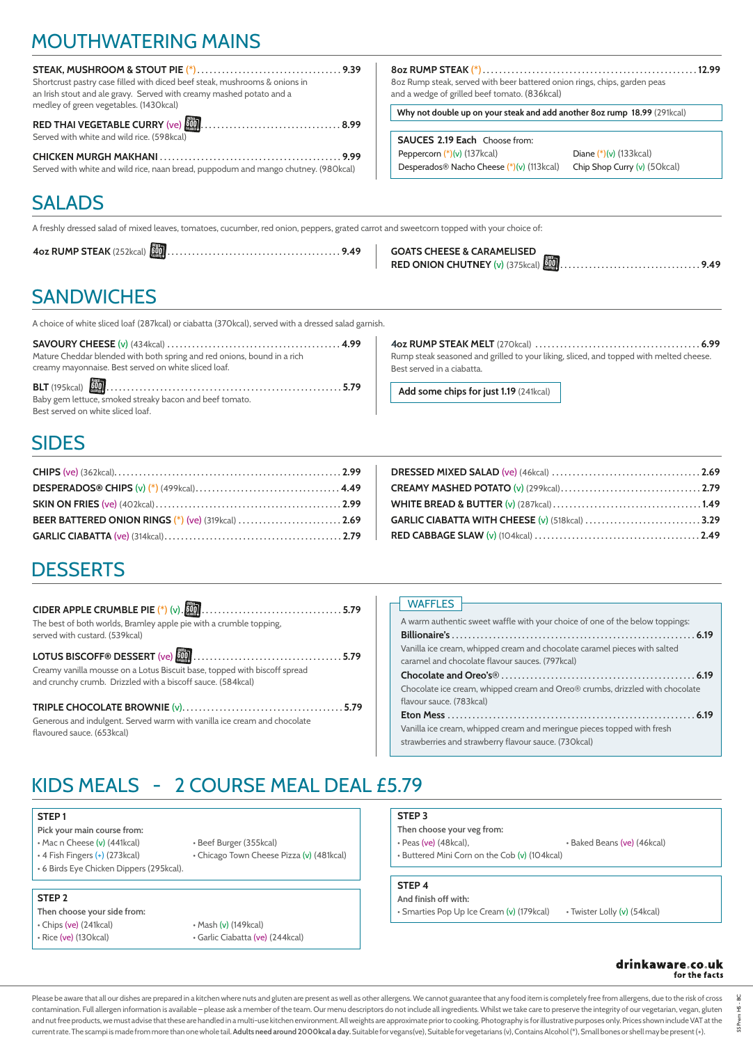# MOUTHWATERING MAINS

**STEAK, MUSHROOM & STOUT PIE** (*) .................................... 9.39
Shortcrust pastry case filled with diced beef steak, mushrooms & onions in an Irish stout and ale gravy. Served with creamy mashed potato and a medley of green vegetables. (1430kcal)

**RED THAI VEGETABLE CURRY** (ve) .................................... 8.99
Served with white and wild rice. (598kcal)

**CHICKEN MURGH MAKHANI** .................................... 9.99
Served with white and wild rice, naan bread, puppodum and mango chutney. (980kcal)

**8oz RUMP STEAK** (*) .................................... 12.99
8oz Rump steak, served with beer battered onion rings, chips, garden peas and a wedge of grilled beef tomato. (836kcal)

**Why not double up on your steak and add another 8oz rump 18.99** (291kcal)

**SAUCES 2.19 Each** Choose from:
- Peppercorn (*)(v) (137kcal)
- Diane (*)(v) (133kcal)
- Desperados® Nacho Cheese (*)(v) (113kcal)
- Chip Shop Curry (v) (50kcal)

# SALADS

A freshly dressed salad of mixed leaves, tomatoes, cucumber, red onion, peppers, grated carrot and sweetcorn topped with your choice of:

**4oz RUMP STEAK** (252kcal) .................................... 9.49

**GOATS CHEESE & CARAMELISED RED ONION CHUTNEY** (v) (375kcal) .................................... 9.49

# SANDWICHES

A choice of white sliced loaf (287kcal) or ciabatta (370kcal), served with a dressed salad garnish.

**SAVOURY CHEESE** (v) (434kcal) .................................... 4.99
Mature Cheddar blended with both spring and red onions, bound in a rich creamy mayonnaise. Best served on white sliced loaf.

**BLT** (195kcal) .................................... 5.79
Baby gem lettuce, smoked streaky bacon and beef tomato. Best served on white sliced loaf.

**4oz RUMP STEAK MELT** (270kcal) .................................... 6.99
Rump steak seasoned and grilled to your liking, sliced, and topped with melted cheese. Best served in a ciabatta.

**Add some chips for just 1.19** (241kcal)

# SIDES

**CHIPS** (ve) (362kcal) .................................... 2.99
**DESPERADOS® CHIPS** (v) (*) (499kcal) .................................... 4.49
**SKIN ON FRIES** (ve) (402kcal) .................................... 2.99
**BEER BATTERED ONION RINGS** (*) (ve) (319kcal) .................................... 2.69
**GARLIC CIABATTA** (ve) (314kcal) .................................... 2.79
**DRESSED MIXED SALAD** (ve) (46kcal) .................................... 2.69
**CREAMY MASHED POTATO** (v) (299kcal) .................................... 2.79
**WHITE BREAD & BUTTER** (v) (287kcal) .................................... 1.49
**GARLIC CIABATTA WITH CHEESE** (v) (518kcal) .................................... 3.29
**RED CABBAGE SLAW** (v) (104kcal) .................................... 2.49

# DESSERTS

**CIDER APPLE CRUMBLE PIE** (*) (v) .................................... 5.79
The best of both worlds, Bramley apple pie with a crumble topping, served with custard. (539kcal)

**LOTUS BISCOFF® DESSERT** (ve) .................................... 5.79
Creamy vanilla mousse on a Lotus Biscuit base, topped with biscoff spread and crunchy crumb. Drizzled with a biscoff sauce. (584kcal)

**TRIPLE CHOCOLATE BROWNIE** (v) .................................... 5.79
Generous and indulgent. Served warm with vanilla ice cream and chocolate flavoured sauce. (653kcal)

## WAFFLES

A warm authentic sweet waffle with your choice of one of the below toppings:

**Billionaire's** .................................... 6.19
Vanilla ice cream, whipped cream and chocolate caramel pieces with salted caramel and chocolate flavour sauces. (797kcal)

**Chocolate and Oreo's®** .................................... 6.19
Chocolate ice cream, whipped cream and Oreo® crumbs, drizzled with chocolate flavour sauce. (783kcal)

**Eton Mess** .................................... 6.19
Vanilla ice cream, whipped cream and meringue pieces topped with fresh strawberries and strawberry flavour sauce. (730kcal)

# KIDS MEALS - 2 COURSE MEAL DEAL £5.79

**STEP 1**
Pick your main course from:
- Mac n Cheese (v) (441kcal)
- Beef Burger (355kcal)
- 4 Fish Fingers (+) (273kcal)
- Chicago Town Cheese Pizza (v) (481kcal)
- 6 Birds Eye Chicken Dippers (295kcal).

**STEP 2**
Then choose your side from:
- Chips (ve) (241kcal)
- Mash (v) (149kcal)
- Rice (ve) (130kcal)
- Garlic Ciabatta (ve) (244kcal)

**STEP 3**
Then choose your veg from:
- Peas (ve) (48kcal),
- Baked Beans (ve) (46kcal)
- Buttered Mini Corn on the Cob (v) (104kcal)

**STEP 4**
And finish off with:
- Smarties Pop Up Ice Cream (v) (179kcal)
- Twister Lolly (v) (54kcal)

drinkaware.co.uk for the facts

Please be aware that all our dishes are prepared in a kitchen where nuts and gluten are present as well as other allergens. We cannot guarantee that any food item is completely free from allergens, due to the risk of cross contamination. Full allergen information is available – please ask a member of the team. Our menu descriptors do not include all ingredients. Whilst we take care to preserve the integrity of our vegetarian, vegan, gluten and nut free products, we must advise that these are handled in a multi-use kitchen environment. All weights are approximate prior to cooking. Photography is for illustrative purposes only. Prices shown include VAT at the current rate. The scampi is made from more than one whole tail. **Adults need around 2000kcal a day.** Suitable for vegans(ve), Suitable for vegetarians (v), Contains Alcohol (*), Small bones or shell may be present (+).